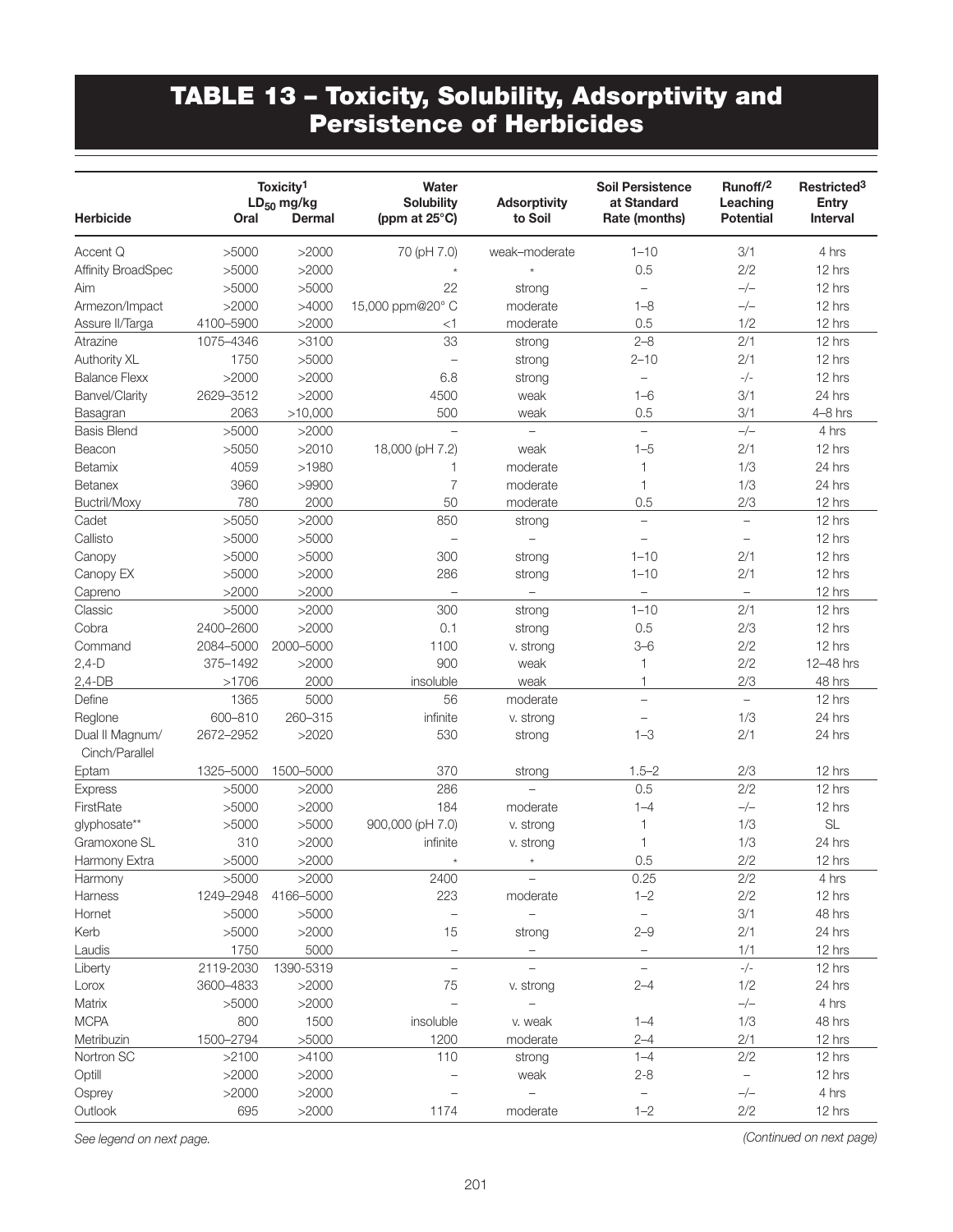# TABLE 13 – Toxicity, Solubility, Adsorptivity and Persistence of Herbicides

| Herbicide | Toxicity[1] $LD_{50}$ mg/kg Oral | Dermal | Water Solubility (ppm at 25°C) | Adsorptivity to Soil | Soil Persistence at Standard Rate (months) | Runoff/[2] Leaching Potential | Restricted[3] Entry Interval |
|---|---|---|---|---|---|---|---|
| Accent Q | >5000 | >2000 | 70 (pH 7.0) | weak–moderate | 1–10 | 3/1 | 4 hrs |
| Affinity BroadSpec | >5000 | >2000 | * | * | 0.5 | 2/2 | 12 hrs |
| Aim | >5000 | >5000 | 22 | strong | – | –/– | 12 hrs |
| Armezon/Impact | >2000 | >4000 | 15,000 ppm@20° C | moderate | 1–8 | –/– | 12 hrs |
| Assure II/Targa | 4100–5900 | >2000 | <1 | moderate | 0.5 | 1/2 | 12 hrs |
| Atrazine | 1075–4346 | >3100 | 33 | strong | 2–8 | 2/1 | 12 hrs |
| Authority XL | 1750 | >5000 | – | strong | 2–10 | 2/1 | 12 hrs |
| Balance Flexx | >2000 | >2000 | 6.8 | strong | – | -/- | 12 hrs |
| Banvel/Clarity | 2629–3512 | >2000 | 4500 | weak | 1–6 | 3/1 | 24 hrs |
| Basagran | 2063 | >10,000 | 500 | weak | 0.5 | 3/1 | 4–8 hrs |
| Basis Blend | >5000 | >2000 | – | – | – | –/– | 4 hrs |
| Beacon | >5050 | >2010 | 18,000 (pH 7.2) | weak | 1–5 | 2/1 | 12 hrs |
| Betamix | 4059 | >1980 | 1 | moderate | 1 | 1/3 | 24 hrs |
| Betanex | 3960 | >9900 | 7 | moderate | 1 | 1/3 | 24 hrs |
| Buctril/Moxy | 780 | 2000 | 50 | moderate | 0.5 | 2/3 | 12 hrs |
| Cadet | >5050 | >2000 | 850 | strong | – | – | 12 hrs |
| Callisto | >5000 | >5000 | – | – | – | – | 12 hrs |
| Canopy | >5000 | >5000 | 300 | strong | 1–10 | 2/1 | 12 hrs |
| Canopy EX | >5000 | >2000 | 286 | strong | 1–10 | 2/1 | 12 hrs |
| Capreno | >2000 | >2000 | – | – | – | – | 12 hrs |
| Classic | >5000 | >2000 | 300 | strong | 1–10 | 2/1 | 12 hrs |
| Cobra | 2400–2600 | >2000 | 0.1 | strong | 0.5 | 2/3 | 12 hrs |
| Command | 2084–5000 | 2000–5000 | 1100 | v. strong | 3–6 | 2/2 | 12 hrs |
| 2,4-D | 375–1492 | >2000 | 900 | weak | 1 | 2/2 | 12–48 hrs |
| 2,4-DB | >1706 | 2000 | insoluble | weak | 1 | 2/3 | 48 hrs |
| Define | 1365 | 5000 | 56 | moderate | – | – | 12 hrs |
| Reglone | 600–810 | 260–315 | infinite | v. strong | – | 1/3 | 24 hrs |
| Dual II Magnum/ Cinch/Parallel | 2672–2952 | >2020 | 530 | strong | 1–3 | 2/1 | 24 hrs |
| Eptam | 1325–5000 | 1500–5000 | 370 | strong | 1.5–2 | 2/3 | 12 hrs |
| Express | >5000 | >2000 | 286 | – | 0.5 | 2/2 | 12 hrs |
| FirstRate | >5000 | >2000 | 184 | moderate | 1–4 | –/– | 12 hrs |
| glyphosate** | >5000 | >5000 | 900,000 (pH 7.0) | v. strong | 1 | 1/3 | SL |
| Gramoxone SL | 310 | >2000 | infinite | v. strong | 1 | 1/3 | 24 hrs |
| Harmony Extra | >5000 | >2000 | * | * | 0.5 | 2/2 | 12 hrs |
| Harmony | >5000 | >2000 | 2400 | – | 0.25 | 2/2 | 4 hrs |
| Harness | 1249–2948 | 4166–5000 | 223 | moderate | 1–2 | 2/2 | 12 hrs |
| Hornet | >5000 | >5000 | – | – | – | 3/1 | 48 hrs |
| Kerb | >5000 | >2000 | 15 | strong | 2–9 | 2/1 | 24 hrs |
| Laudis | 1750 | 5000 | – | – | – | 1/1 | 12 hrs |
| Liberty | 2119-2030 | 1390-5319 | – | – | – | -/- | 12 hrs |
| Lorox | 3600–4833 | >2000 | 75 | v. strong | 2–4 | 1/2 | 24 hrs |
| Matrix | >5000 | >2000 | – | – | | –/– | 4 hrs |
| MCPA | 800 | 1500 | insoluble | v. weak | 1–4 | 1/3 | 48 hrs |
| Metribuzin | 1500–2794 | >5000 | 1200 | moderate | 2–4 | 2/1 | 12 hrs |
| Nortron SC | >2100 | >4100 | 110 | strong | 1–4 | 2/2 | 12 hrs |
| Optill | >2000 | >2000 | – | weak | 2-8 | – | 12 hrs |
| Osprey | >2000 | >2000 | – | – | – | –/– | 4 hrs |
| Outlook | 695 | >2000 | 1174 | moderate | 1–2 | 2/2 | 12 hrs |

*See legend on next page.* *(Continued on next page)*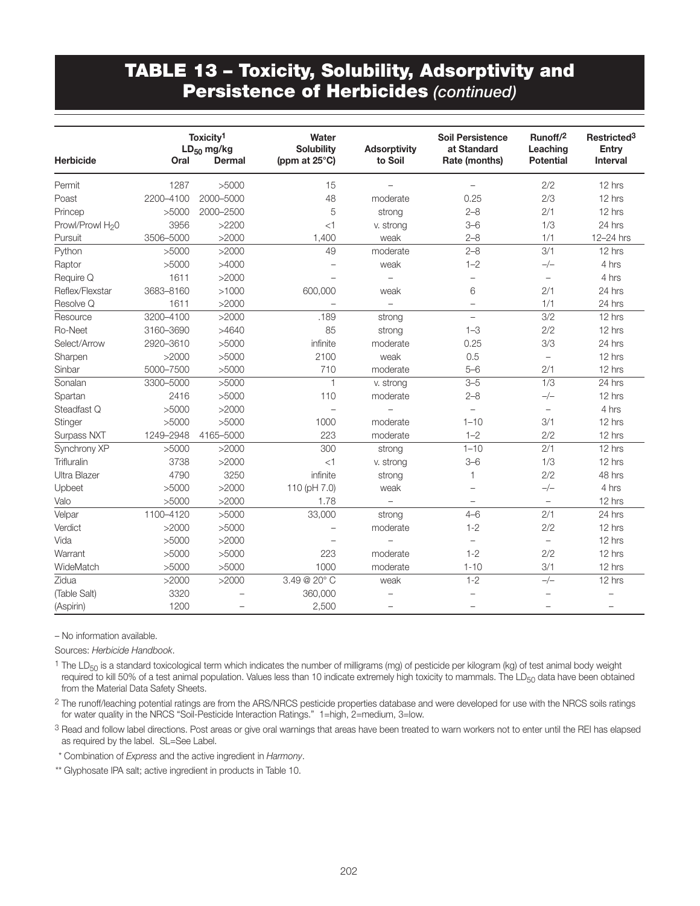## TABLE 13 – Toxicity, Solubility, Adsorptivity and Persistence of Herbicides *(continued)*

| Herbicide | Toxicity[1] $LD_{50}$ mg/kg Oral | Toxicity[1] $LD_{50}$ mg/kg Dermal | Water Solubility (ppm at 25°C) | Adsorptivity to Soil | Soil Persistence at Standard Rate (months) | Runoff/[2] Leaching Potential | Restricted[3] Entry Interval |
|---|---|---|---|---|---|---|---|
| Permit | 1287 | >5000 | 15 | – | – | 2/2 | 12 hrs |
| Poast | 2200–4100 | 2000–5000 | 48 | moderate | 0.25 | 2/3 | 12 hrs |
| Princep | >5000 | 2000–2500 | 5 | strong | 2–8 | 2/1 | 12 hrs |
| Prowl/Prowl $H_20$ | 3956 | >2200 | <1 | v. strong | 3–6 | 1/3 | 24 hrs |
| Pursuit | 3506–5000 | >2000 | 1,400 | weak | 2–8 | 1/1 | 12–24 hrs |
| Python | >5000 | >2000 | 49 | moderate | 2–8 | 3/1 | 12 hrs |
| Raptor | >5000 | >4000 | – | weak | 1–2 | –/– | 4 hrs |
| Require Q | 1611 | >2000 | – | – | – | – | 4 hrs |
| Reflex/Flexstar | 3683–8160 | >1000 | 600,000 | weak | 6 | 2/1 | 24 hrs |
| Resolve Q | 1611 | >2000 | – | – | – | 1/1 | 24 hrs |
| Resource | 3200–4100 | >2000 | .189 | strong | – | 3/2 | 12 hrs |
| Ro-Neet | 3160–3690 | >4640 | 85 | strong | 1–3 | 2/2 | 12 hrs |
| Select/Arrow | 2920–3610 | >5000 | infinite | moderate | 0.25 | 3/3 | 24 hrs |
| Sharpen | >2000 | >5000 | 2100 | weak | 0.5 | – | 12 hrs |
| Sinbar | 5000–7500 | >5000 | 710 | moderate | 5–6 | 2/1 | 12 hrs |
| Sonalan | 3300–5000 | >5000 | 1 | v. strong | 3–5 | 1/3 | 24 hrs |
| Spartan | 2416 | >5000 | 110 | moderate | 2–8 | –/– | 12 hrs |
| Steadfast Q | >5000 | >2000 | – | – | – | – | 4 hrs |
| Stinger | >5000 | >5000 | 1000 | moderate | 1–10 | 3/1 | 12 hrs |
| Surpass NXT | 1249–2948 | 4165–5000 | 223 | moderate | 1–2 | 2/2 | 12 hrs |
| Synchrony XP | >5000 | >2000 | 300 | strong | 1–10 | 2/1 | 12 hrs |
| Trifluralin | 3738 | >2000 | <1 | v. strong | 3–6 | 1/3 | 12 hrs |
| Ultra Blazer | 4790 | 3250 | infinite | strong | 1 | 2/2 | 48 hrs |
| Upbeet | >5000 | >2000 | 110 (pH 7.0) | weak | – | –/– | 4 hrs |
| Valo | >5000 | >2000 | 1.78 | – | – | – | 12 hrs |
| Velpar | 1100–4120 | >5000 | 33,000 | strong | 4–6 | 2/1 | 24 hrs |
| Verdict | >2000 | >5000 | – | moderate | 1-2 | 2/2 | 12 hrs |
| Vida | >5000 | >2000 | – | – | – | – | 12 hrs |
| Warrant | >5000 | >5000 | 223 | moderate | 1-2 | 2/2 | 12 hrs |
| WideMatch | >5000 | >5000 | 1000 | moderate | 1-10 | 3/1 | 12 hrs |
| Zidua | >2000 | >2000 | 3.49 @ 20° C | weak | 1-2 | –/– | 12 hrs |
| (Table Salt) | 3320 | – | 360,000 | – | – | – | – |
| (Aspirin) | 1200 | – | 2,500 | – | – | – | – |

– No information available.

Sources: *Herbicide Handbook*.

[1] The $LD_{50}$ is a standard toxicological term which indicates the number of milligrams (mg) of pesticide per kilogram (kg) of test animal body weight required to kill 50% of a test animal population. Values less than 10 indicate extremely high toxicity to mammals. The $LD_{50}$ data have been obtained from the Material Data Safety Sheets.

[2] The runoff/leaching potential ratings are from the ARS/NRCS pesticide properties database and were developed for use with the NRCS soils ratings for water quality in the NRCS "Soil-Pesticide Interaction Ratings." 1=high, 2=medium, 3=low.

[3] Read and follow label directions. Post areas or give oral warnings that areas have been treated to warn workers not to enter until the REI has elapsed as required by the label. SL=See Label.

\* Combination of *Express* and the active ingredient in *Harmony*.

\*\* Glyphosate IPA salt; active ingredient in products in Table 10.